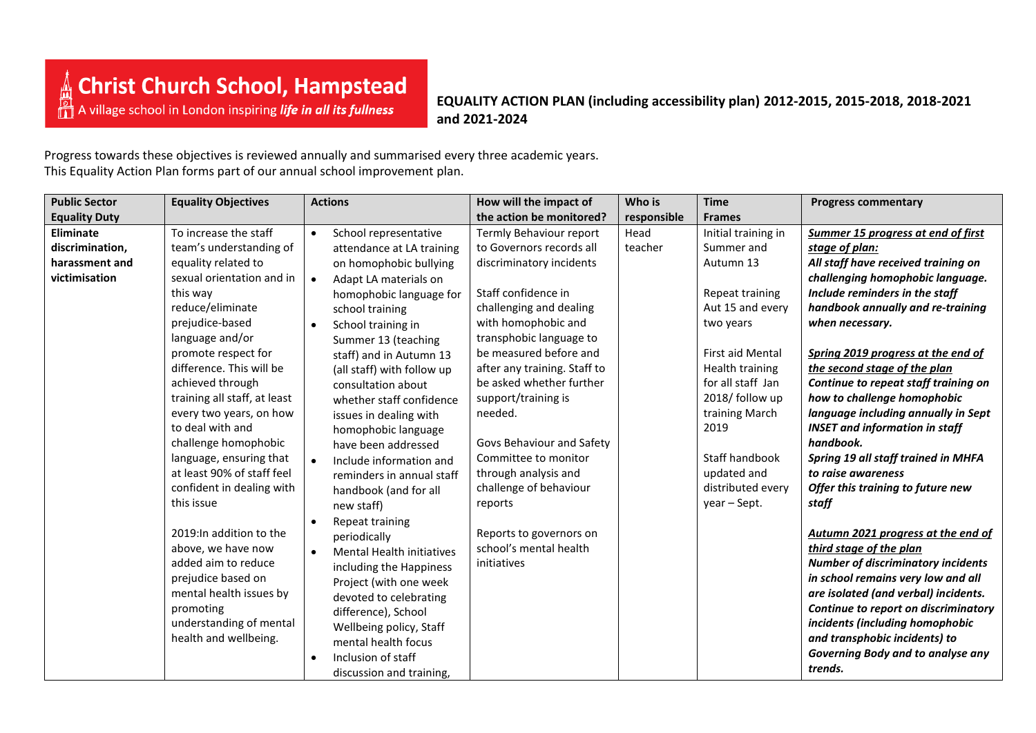**Christ Church School, Hampstead**
A village school in London inspiring *life in all its fullness*

**EQUALITY ACTION PLAN (including accessibility plan) 2012-2015, 2015-2018, 2018-2021 and 2021-2024**

Progress towards these objectives is reviewed annually and summarised every three academic years.
This Equality Action Plan forms part of our annual school improvement plan.

| Public Sector Equality Duty | Equality Objectives | Actions | How will the impact of the action be monitored? | Who is responsible | Time Frames | Progress commentary |
|---|---|---|---|---|---|---|
| **Eliminate discrimination, harassment and victimisation** | To increase the staff team's understanding of equality related to sexual orientation and in this way reduce/eliminate prejudice-based language and/or promote respect for difference. This will be achieved through training all staff, at least every two years, on how to deal with and challenge homophobic language, ensuring that at least 90% of staff feel confident in dealing with this issue<br><br>2019:In addition to the above, we have now added aim to reduce prejudice based on mental health issues by promoting understanding of mental health and wellbeing. | • School representative attendance at LA training on homophobic bullying<br>• Adapt LA materials on homophobic language for school training<br>• School training in Summer 13 (teaching staff) and in Autumn 13 (all staff) with follow up consultation about whether staff confidence issues in dealing with homophobic language have been addressed<br>• Include information and reminders in annual staff handbook (and for all new staff)<br>• Repeat training periodically<br>• Mental Health initiatives including the Happiness Project (with one week devoted to celebrating difference), School Wellbeing policy, Staff mental health focus<br>• Inclusion of staff discussion and training, | Termly Behaviour report to Governors records all discriminatory incidents<br><br>Staff confidence in challenging and dealing with homophobic and transphobic language to be measured before and after any training. Staff to be asked whether further support/training is needed.<br><br>Govs Behaviour and Safety Committee to monitor through analysis and challenge of behaviour reports<br><br>Reports to governors on school's mental health initiatives | Head teacher | Initial training in Summer and Autumn 13<br><br>Repeat training Aut 15 and every two years<br><br>First aid Mental Health training for all staff Jan 2018/ follow up training March 2019<br><br>Staff handbook updated and distributed every year – Sept. | ***Summer 15 progress at end of first stage of plan:***<br>***All staff have received training on challenging homophobic language. Include reminders in the staff handbook annually and re-training when necessary.***<br><br>***Spring 2019 progress at the end of the second stage of the plan***<br>***Continue to repeat staff training on how to challenge homophobic language including annually in Sept INSET and information in staff handbook.***<br>***Spring 19 all staff trained in MHFA to raise awareness***<br>***Offer this training to future new staff***<br><br>***Autumn 2021 progress at the end of third stage of the plan***<br>***Number of discriminatory incidents in school remains very low and all are isolated (and verbal) incidents. Continue to report on discriminatory incidents (including homophobic and transphobic incidents) to Governing Body and to analyse any trends.*** |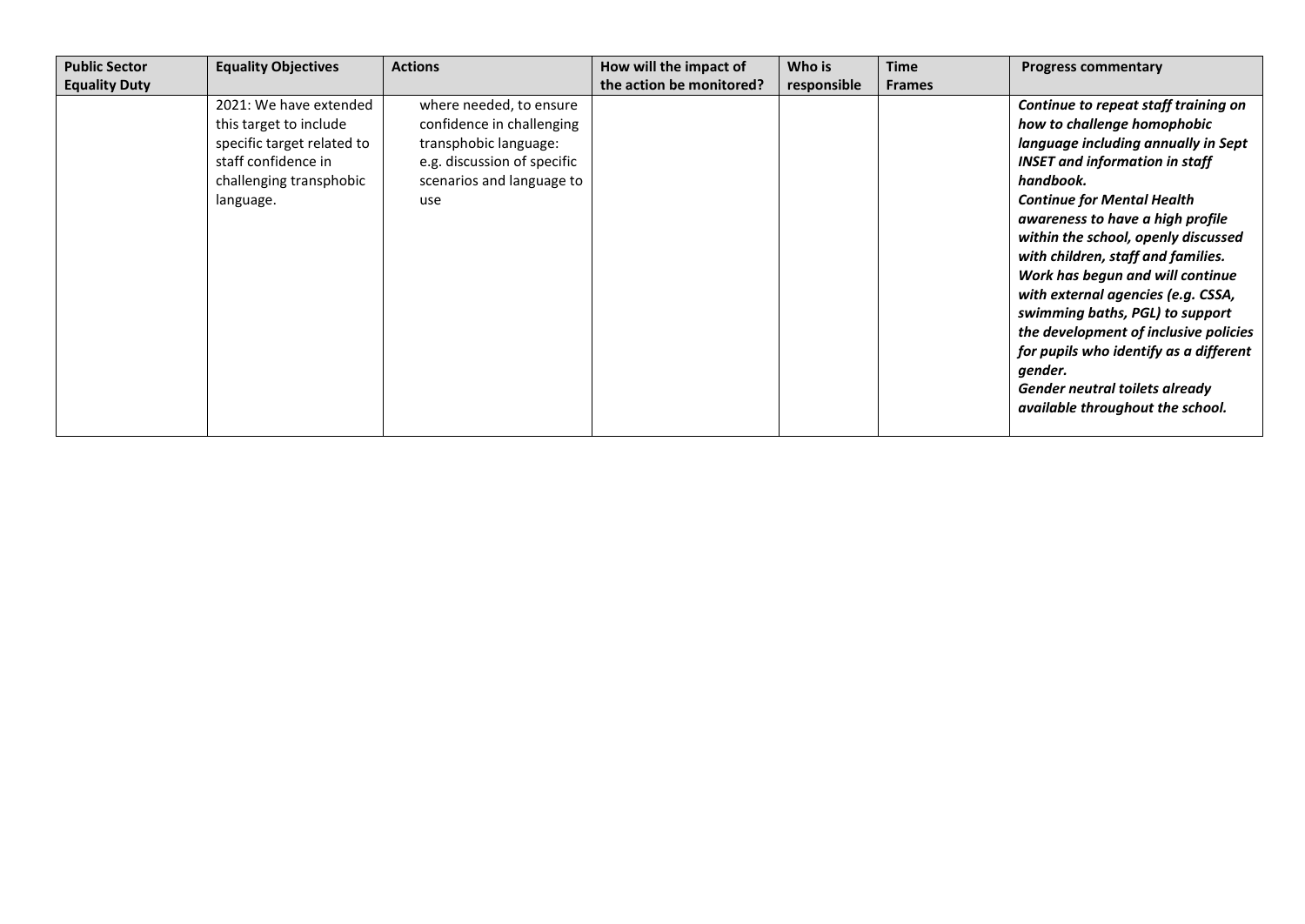| Public Sector Equality Duty | Equality Objectives | Actions | How will the impact of the action be monitored? | Who is responsible | Time Frames | Progress commentary |
|---|---|---|---|---|---|---|
| | 2021: We have extended this target to include specific target related to staff confidence in challenging transphobic language. | where needed, to ensure confidence in challenging transphobic language: e.g. discussion of specific scenarios and language to use | | | | ***Continue to repeat staff training on how to challenge homophobic language including annually in Sept INSET and information in staff handbook.*** ***Continue for Mental Health awareness to have a high profile within the school, openly discussed with children, staff and families.*** ***Work has begun and will continue with external agencies (e.g. CSSA, swimming baths, PGL) to support the development of inclusive policies for pupils who identify as a different gender.*** ***Gender neutral toilets already available throughout the school.*** |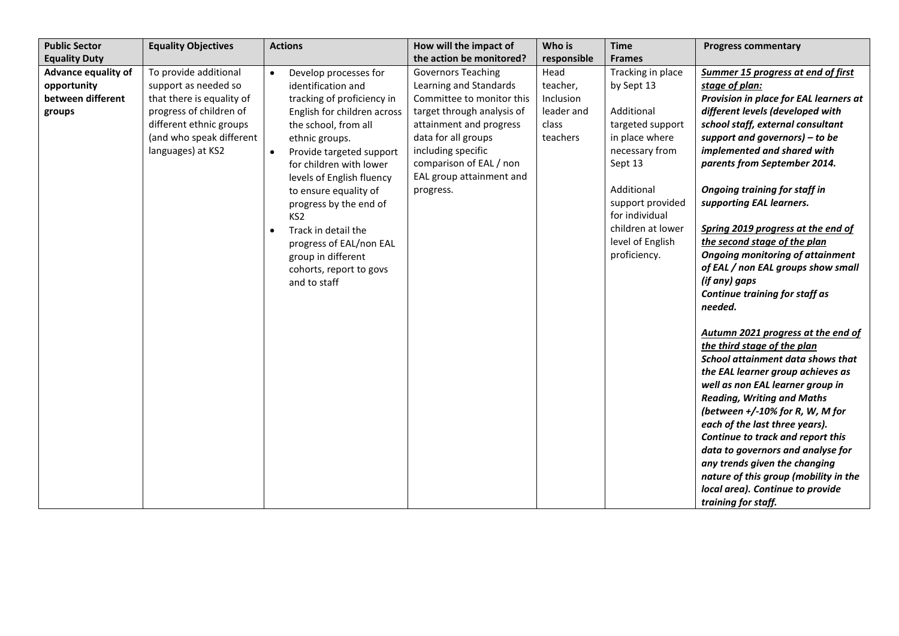| Public Sector Equality Duty | Equality Objectives | Actions | How will the impact of the action be monitored? | Who is responsible | Time Frames | Progress commentary |
|---|---|---|---|---|---|---|
| **Advance equality of opportunity between different groups** | To provide additional support as needed so that there is equality of progress of children of different ethnic groups (and who speak different languages) at KS2 | • Develop processes for identification and tracking of proficiency in English for children across the school, from all ethnic groups.<br>• Provide targeted support for children with lower levels of English fluency to ensure equality of progress by the end of KS2<br>• Track in detail the progress of EAL/non EAL group in different cohorts, report to govs and to staff | Governors Teaching Learning and Standards Committee to monitor this target through analysis of attainment and progress data for all groups including specific comparison of EAL / non EAL group attainment and progress. | Head teacher, Inclusion leader and class teachers | Tracking in place by Sept 13<br><br>Additional targeted support in place where necessary from Sept 13<br><br>Additional support provided for individual children at lower level of English proficiency. | ***Summer 15 progress at end of first stage of plan:***<br>***Provision in place for EAL learners at different levels (developed with school staff, external consultant support and governors) – to be implemented and shared with parents from September 2014.***<br><br>***Ongoing training for staff in supporting EAL learners.***<br><br>***Spring 2019 progress at the end of the second stage of the plan***<br>***Ongoing monitoring of attainment of EAL / non EAL groups show small (if any) gaps***<br>***Continue training for staff as needed.***<br><br>***Autumn 2021 progress at the end of the third stage of the plan***<br>***School attainment data shows that the EAL learner group achieves as well as non EAL learner group in Reading, Writing and Maths (between +/-10% for R, W, M for each of the last three years).***<br>***Continue to track and report this data to governors and analyse for any trends given the changing nature of this group (mobility in the local area). Continue to provide training for staff.*** |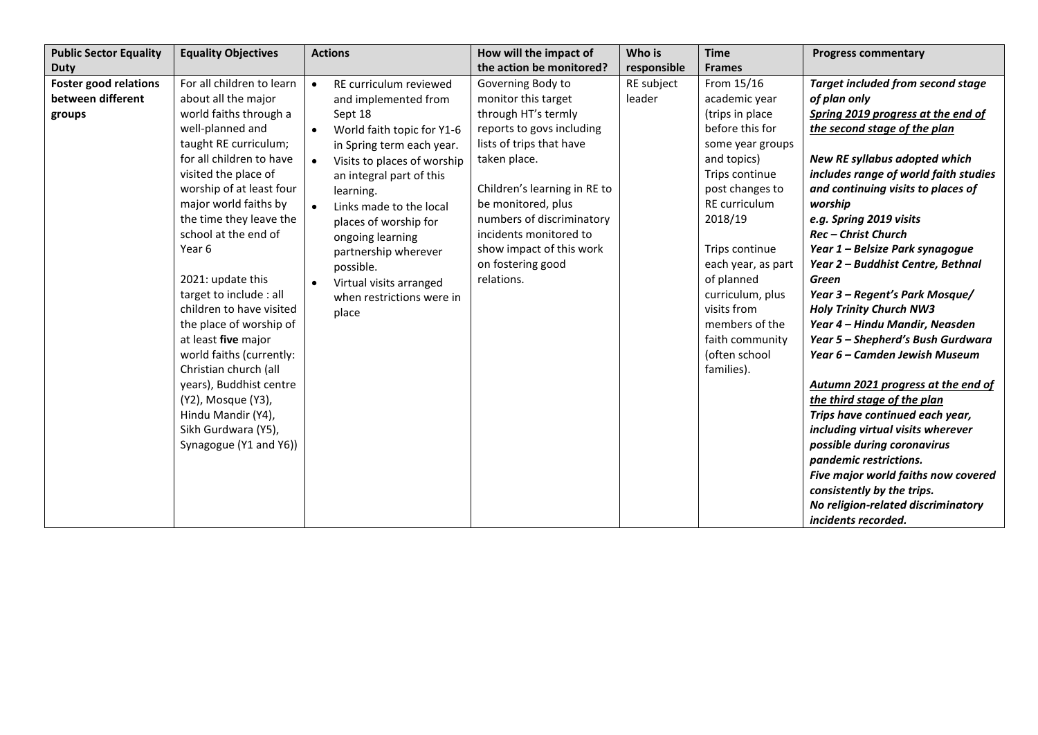| Public Sector Equality Duty | Equality Objectives | Actions | How will the impact of the action be monitored? | Who is responsible | Time Frames | Progress commentary |
|---|---|---|---|---|---|---|
| **Foster good relations between different groups** | For all children to learn about all the major world faiths through a well-planned and taught RE curriculum; for all children to have visited the place of worship of at least four major world faiths by the time they leave the school at the end of Year 6<br><br>2021: update this target to include : all children to have visited the place of worship of at least **five** major world faiths (currently: Christian church (all years), Buddhist centre (Y2), Mosque (Y3), Hindu Mandir (Y4), Sikh Gurdwara (Y5), Synagogue (Y1 and Y6)) | • RE curriculum reviewed and implemented from Sept 18<br>• World faith topic for Y1-6 in Spring term each year.<br>• Visits to places of worship an integral part of this learning.<br>• Links made to the local places of worship for ongoing learning partnership wherever possible.<br>• Virtual visits arranged when restrictions were in place | Governing Body to monitor this target through HT's termly reports to govs including lists of trips that have taken place.<br><br>Children's learning in RE to be monitored, plus numbers of discriminatory incidents monitored to show impact of this work on fostering good relations. | RE subject leader | From 15/16 academic year (trips in place before this for some year groups and topics) Trips continue post changes to RE curriculum 2018/19<br><br>Trips continue each year, as part of planned curriculum, plus visits from members of the faith community (often school families). | ***Target included from second stage of plan only***<br>***<u>Spring 2019 progress at the end of the second stage of the plan</u>***<br><br>***New RE syllabus adopted which includes range of world faith studies and continuing visits to places of worship***<br>***e.g. Spring 2019 visits***<br>***Rec – Christ Church***<br>***Year 1 – Belsize Park synagogue***<br>***Year 2 – Buddhist Centre, Bethnal Green***<br>***Year 3 – Regent's Park Mosque/ Holy Trinity Church NW3***<br>***Year 4 – Hindu Mandir, Neasden***<br>***Year 5 – Shepherd's Bush Gurdwara***<br>***Year 6 – Camden Jewish Museum***<br><br>***<u>Autumn 2021 progress at the end of the third stage of the plan</u>***<br>***Trips have continued each year, including virtual visits wherever possible during coronavirus pandemic restrictions.***<br>***Five major world faiths now covered consistently by the trips.***<br>***No religion-related discriminatory incidents recorded.*** |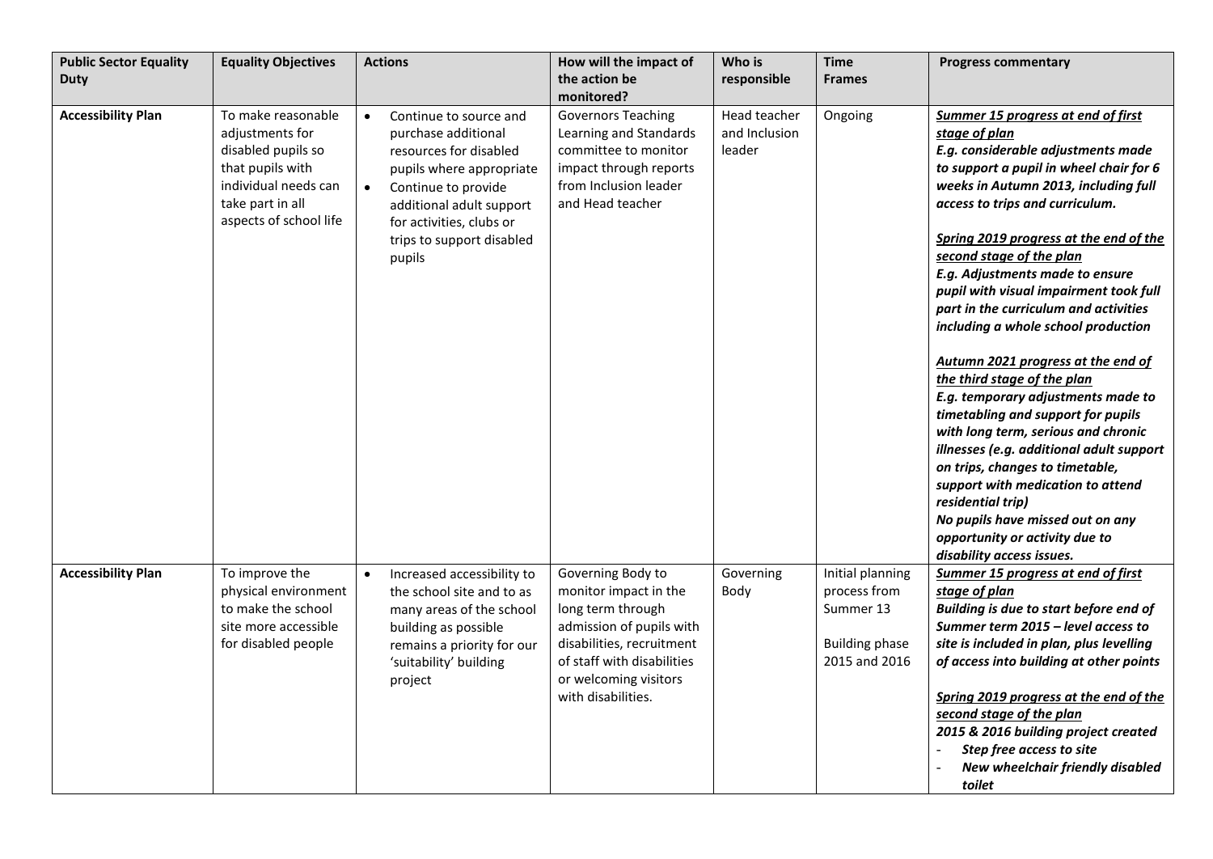| Public Sector Equality Duty | Equality Objectives | Actions | How will the impact of the action be monitored? | Who is responsible | Time Frames | Progress commentary |
| --- | --- | --- | --- | --- | --- | --- |
| **Accessibility Plan** | To make reasonable adjustments for disabled pupils so that pupils with individual needs can take part in all aspects of school life | • Continue to source and purchase additional resources for disabled pupils where appropriate<br>• Continue to provide additional adult support for activities, clubs or trips to support disabled pupils | Governors Teaching Learning and Standards committee to monitor impact through reports from Inclusion leader and Head teacher | Head teacher and Inclusion leader | Ongoing | ***Summer 15 progress at end of first stage of plan***<br>***E.g. considerable adjustments made to support a pupil in wheel chair for 6 weeks in Autumn 2013, including full access to trips and curriculum.***<br><br>***Spring 2019 progress at the end of the second stage of the plan***<br>***E.g. Adjustments made to ensure pupil with visual impairment took full part in the curriculum and activities including a whole school production***<br><br>***Autumn 2021 progress at the end of the third stage of the plan***<br>***E.g. temporary adjustments made to timetabling and support for pupils with long term, serious and chronic illnesses (e.g. additional adult support on trips, changes to timetable, support with medication to attend residential trip)***<br>***No pupils have missed out on any opportunity or activity due to disability access issues.*** |
| **Accessibility Plan** | To improve the physical environment to make the school site more accessible for disabled people | • Increased accessibility to the school site and to as many areas of the school building as possible remains a priority for our 'suitability' building project | Governing Body to monitor impact in the long term through admission of pupils with disabilities, recruitment of staff with disabilities or welcoming visitors with disabilities. | Governing Body | Initial planning process from Summer 13<br><br>Building phase 2015 and 2016 | ***Summer 15 progress at end of first stage of plan***<br>***Building is due to start before end of Summer term 2015 – level access to site is included in plan, plus levelling of access into building at other points***<br><br>***Spring 2019 progress at the end of the second stage of the plan***<br>***2015 & 2016 building project created***<br>- ***Step free access to site***<br>- ***New wheelchair friendly disabled toilet*** |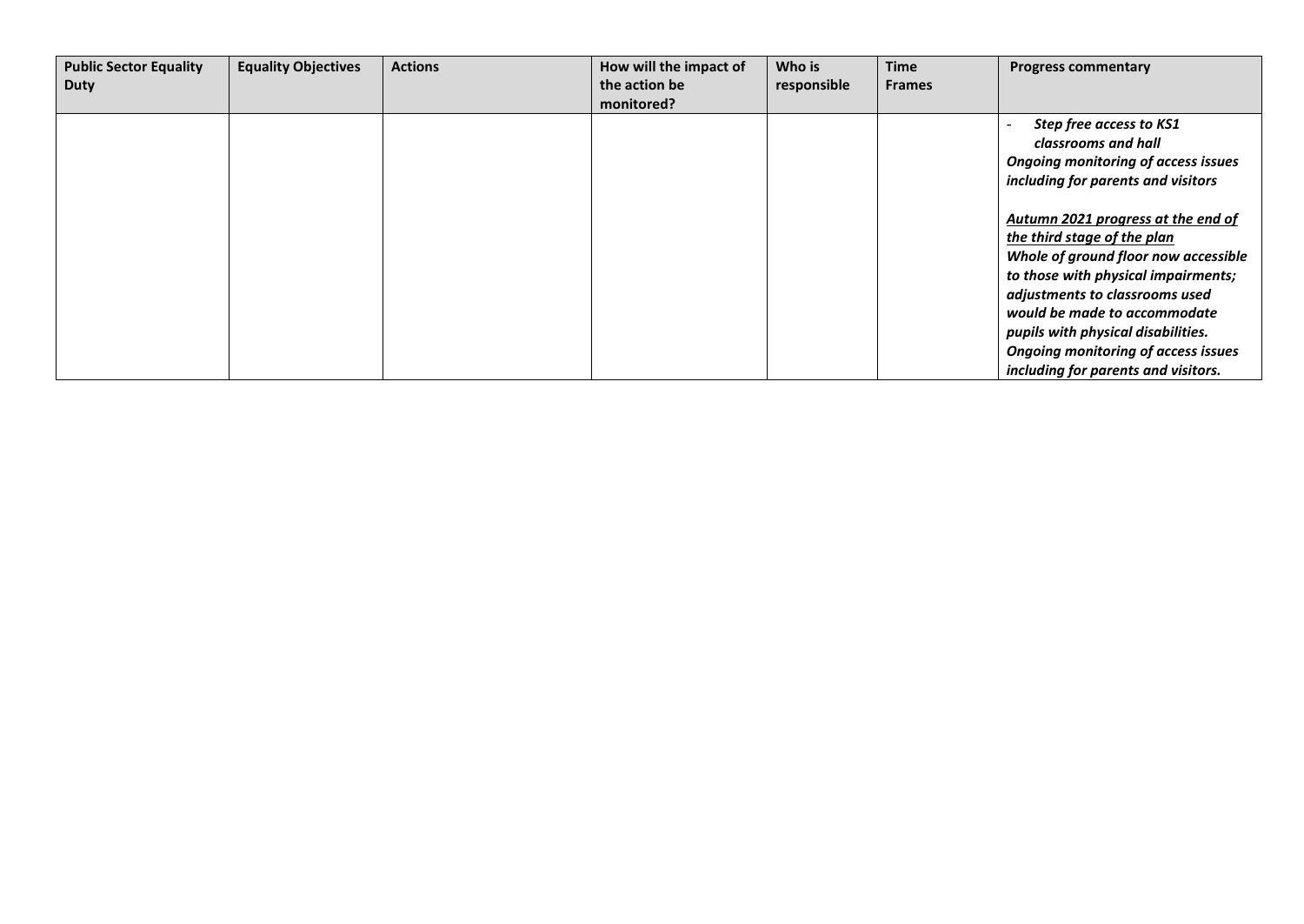| Public Sector Equality Duty | Equality Objectives | Actions | How will the impact of the action be monitored? | Who is responsible | Time Frames | Progress commentary |
|---|---|---|---|---|---|---|
| | | | | | | - ***Step free access to KS1 classrooms and hall***<br>***Ongoing monitoring of access issues including for parents and visitors***<br><br>***<u>Autumn 2021 progress at the end of the third stage of the plan</u>***<br>***Whole of ground floor now accessible to those with physical impairments; adjustments to classrooms used would be made to accommodate pupils with physical disabilities.***<br>***Ongoing monitoring of access issues including for parents and visitors.*** |